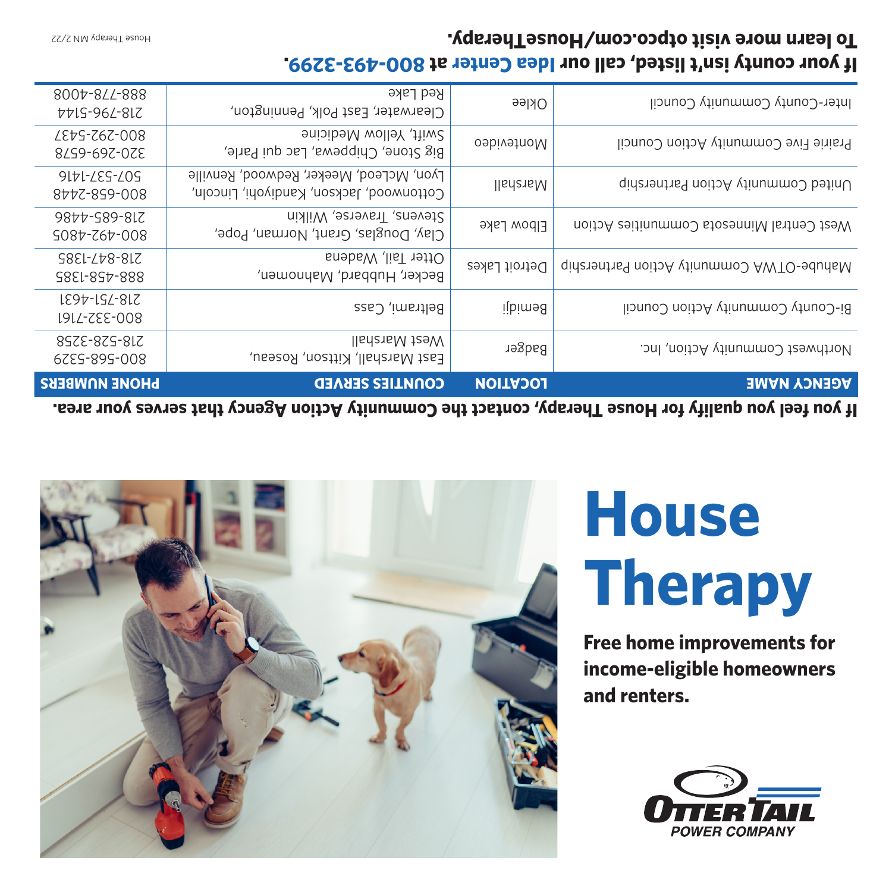# House Therapy

**Free home improvements for income-eligible homeowners and renters.**

OTTER TAIL POWER COMPANY

**If you feel you qualify for House Therapy, contact the Community Action Agency that serves your area.**

| AGENCY NAME | LOCATION | COUNTIES SERVED | PHONE NUMBERS |
|---|---|---|---|
| Northwest Community Action, Inc. | Badger | East Marshall, Kittson, Roseau, West Marshall | 800-568-5329 218-528-3258 |
| Bi-County Community Action Council | Bemidji | Beltrami, Cass | 800-332-7161 218-751-4631 |
| Mahube-OTWA Community Action Partnership | Detroit Lakes | Becker, Hubbard, Mahnomen, Otter Tail, Wadena | 888-458-1385 218-847-1385 |
| West Central Minnesota Communities Action | Elbow Lake | Clay, Douglas, Grant, Norman, Pope, Stevens, Traverse, Wilkin | 800-492-4805 218-685-4486 |
| United Community Action Partnership | Marshall | Cottonwood, Jackson, Kandiyohi, Lincoln, Lyon, McLeod, Meeker, Redwood, Renville | 800-658-2448 507-537-1416 |
| Prairie Five Community Action Council | Montevideo | Big Stone, Chippewa, Lac qui Parle, Swift, Yellow Medicine | 320-269-6578 800-292-5437 |
| Inter-County Community Council | Oklee | Clearwater, East Polk, Pennington, Red Lake | 218-796-5144 888-778-4008 |

**If your county isn't listed, call our Idea Center at 800-493-3299.**

**To learn more visit otpco.com/HouseTherapy.**

House Therapy MN 2/22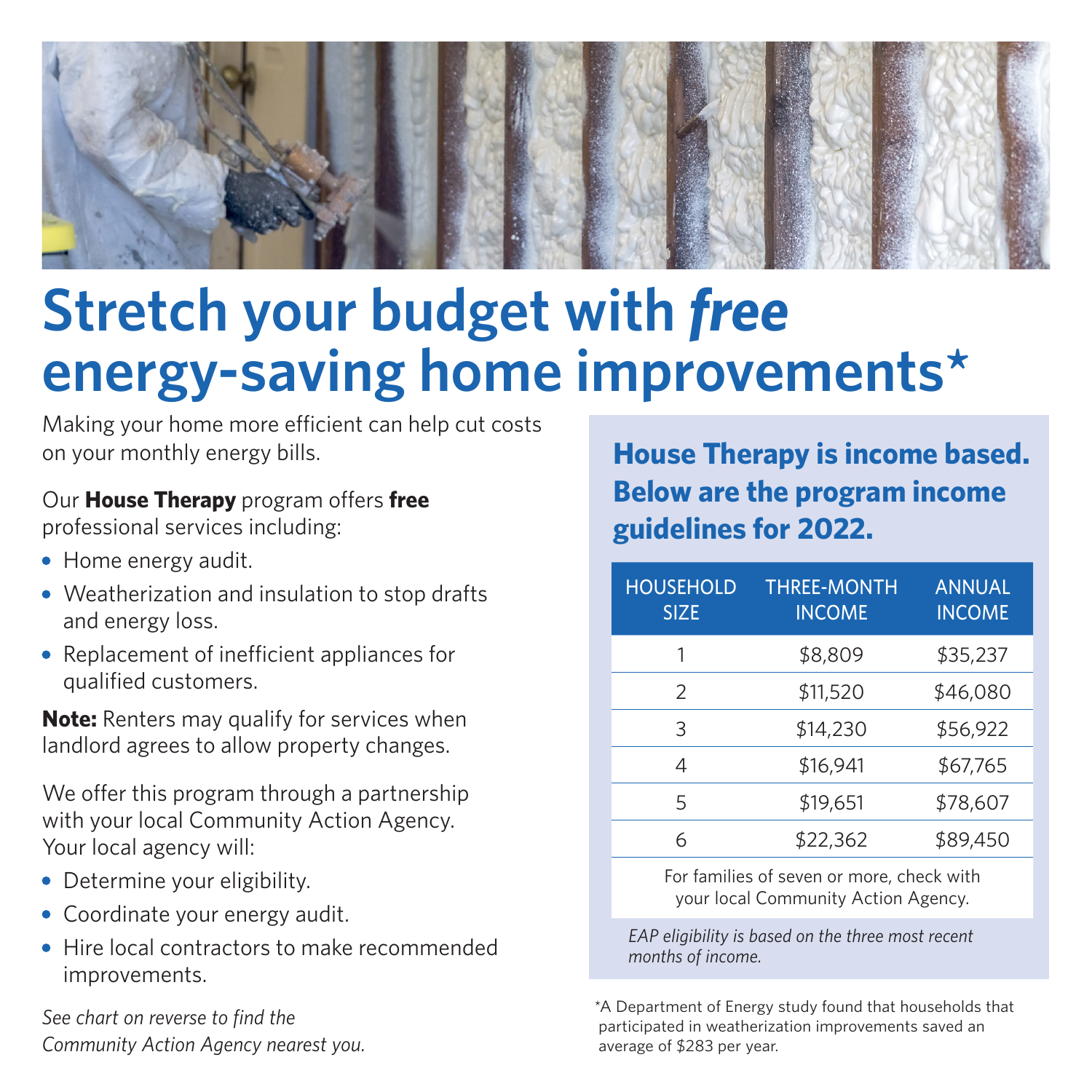# Stretch your budget with *free* energy-saving home improvements*

Making your home more efficient can help cut costs on your monthly energy bills.

Our **House Therapy** program offers **free** professional services including:

- Home energy audit.
- Weatherization and insulation to stop drafts and energy loss.
- Replacement of inefficient appliances for qualified customers.

**Note:** Renters may qualify for services when landlord agrees to allow property changes.

We offer this program through a partnership with your local Community Action Agency. Your local agency will:

- Determine your eligibility.
- Coordinate your energy audit.
- Hire local contractors to make recommended improvements.

*See chart on reverse to find the Community Action Agency nearest you.*

## House Therapy is income based. Below are the program income guidelines for 2022.

| HOUSEHOLD SIZE | THREE-MONTH INCOME | ANNUAL INCOME |
|---|---|---|
| 1 | $8,809 | $35,237 |
| 2 | $11,520 | $46,080 |
| 3 | $14,230 | $56,922 |
| 4 | $16,941 | $67,765 |
| 5 | $19,651 | $78,607 |
| 6 | $22,362 | $89,450 |

For families of seven or more, check with your local Community Action Agency.

*EAP eligibility is based on the three most recent months of income.*

*A Department of Energy study found that households that participated in weatherization improvements saved an average of $283 per year.